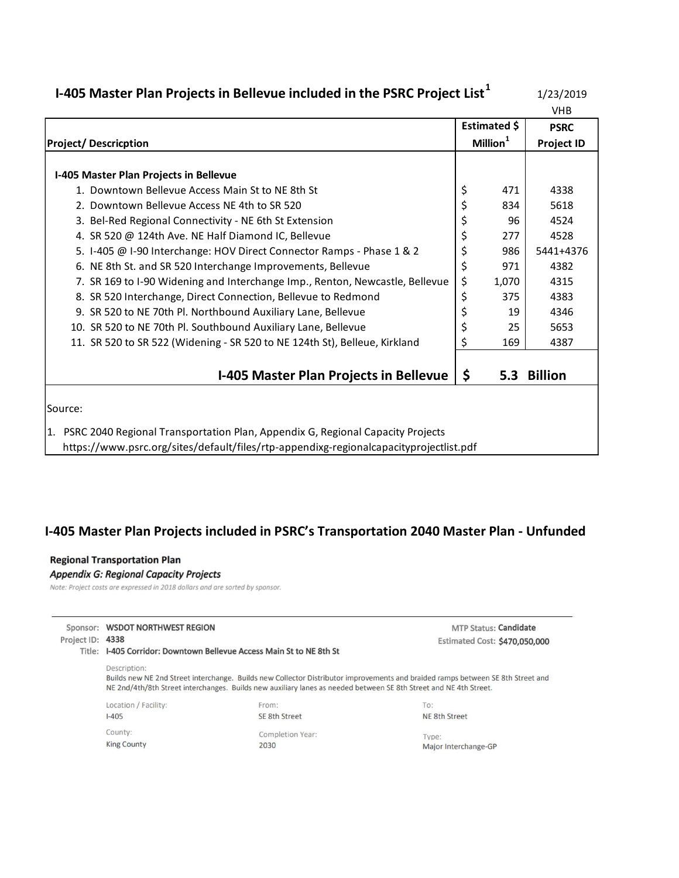## I-405 Master Plan Projects in Bellevue included in the PSRC Project List[1]

1/23/2019
VHB

| Project/ Descricption | Estimated $ Million[1] | PSRC Project ID |
|---|---|---|
| **I-405 Master Plan Projects in Bellevue** | | |
| 1. Downtown Bellevue Access Main St to NE 8th St | $ 471 | 4338 |
| 2. Downtown Bellevue Access NE 4th to SR 520 | $ 834 | 5618 |
| 3. Bel-Red Regional Connectivity - NE 6th St Extension | $ 96 | 4524 |
| 4. SR 520 @ 124th Ave. NE Half Diamond IC, Bellevue | $ 277 | 4528 |
| 5. I-405 @ I-90 Interchange: HOV Direct Connector Ramps - Phase 1 & 2 | $ 986 | 5441+4376 |
| 6. NE 8th St. and SR 520 Interchange Improvements, Bellevue | $ 971 | 4382 |
| 7. SR 169 to I-90 Widening and Interchange Imp., Renton, Newcastle, Bellevue | $ 1,070 | 4315 |
| 8. SR 520 Interchange, Direct Connection, Bellevue to Redmond | $ 375 | 4383 |
| 9. SR 520 to NE 70th Pl. Northbound Auxiliary Lane, Bellevue | $ 19 | 4346 |
| 10. SR 520 to NE 70th Pl. Southbound Auxiliary Lane, Bellevue | $ 25 | 5653 |
| 11. SR 520 to SR 522 (Widening - SR 520 to NE 124th St), Belleue, Kirkland | $ 169 | 4387 |
| **I-405 Master Plan Projects in Bellevue** | **$ 5.3** | **Billion** |

Source:

1. PSRC 2040 Regional Transportation Plan, Appendix G, Regional Capacity Projects
https://www.psrc.org/sites/default/files/rtp-appendixg-regionalcapacityprojectlist.pdf

## I-405 Master Plan Projects included in PSRC's Transportation 2040 Master Plan - Unfunded

**Regional Transportation Plan**

***Appendix G: Regional Capacity Projects***

*Note: Project costs are expressed in 2018 dollars and are sorted by sponsor.*

Sponsor: **WSDOT NORTHWEST REGION**
Project ID: **4338**
Title: **I-405 Corridor: Downtown Bellevue Access Main St to NE 8th St**

MTP Status: **Candidate**
Estimated Cost: **$470,050,000**

Description:
Builds new NE 2nd Street interchange. Builds new Collector Distributor improvements and braided ramps between SE 8th Street and NE 2nd/4th/8th Street interchanges. Builds new auxiliary lanes as needed between SE 8th Street and NE 4th Street.

| Location / Facility: | From: | To: |
|---|---|---|
| I-405 | SE 8th Street | NE 8th Street |
| **County:** | **Completion Year:** | **Type:** |
| King County | 2030 | Major Interchange-GP |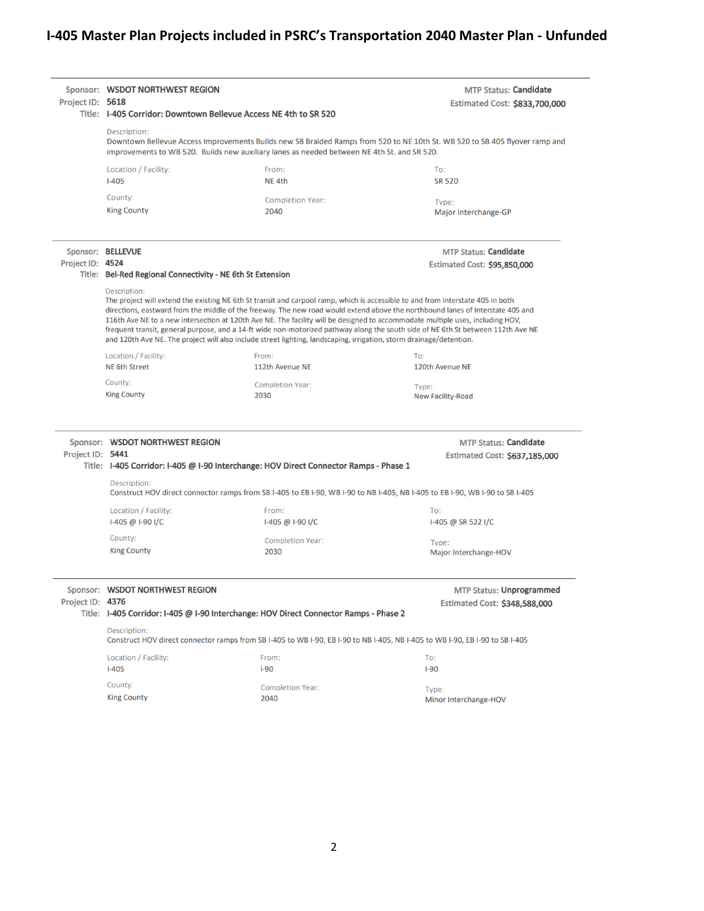# I-405 Master Plan Projects included in PSRC's Transportation 2040 Master Plan - Unfunded

**Sponsor:** WSDOT NORTHWEST REGION
**Project ID:** 5618
**Title:** I-405 Corridor: Downtown Bellevue Access NE 4th to SR 520

**MTP Status:** Candidate
**Estimated Cost:** $833,700,000

Description:
Downtown Bellevue Access Improvements Builds new SB Braided Ramps from 520 to NE 10th St. WB 520 to SB 405 flyover ramp and improvements to WB 520. Builds new auxiliary lanes as needed between NE 4th St. and SR 520.

| Location / Facility: | From: | To: |
|---|---|---|
| I-405 | NE 4th | SR 520 |
| **County:** | **Completion Year:** | **Type:** |
| King County | 2040 | Major Interchange-GP |

---

**Sponsor:** BELLEVUE
**Project ID:** 4524
**Title:** Bel-Red Regional Connectivity - NE 6th St Extension

**MTP Status:** Candidate
**Estimated Cost:** $95,850,000

Description:
The project will extend the existing NE 6th St transit and carpool ramp, which is accessible to and from Interstate 405 in both directions, eastward from the middle of the freeway. The new road would extend above the northbound lanes of Interstate 405 and 116th Ave NE to a new intersection at 120th Ave NE. The facility will be designed to accommodate multiple uses, including HOV, frequent transit, general purpose, and a 14-ft wide non-motorized pathway along the south side of NE 6th St between 112th Ave NE and 120th Ave NE. The project will also include street lighting, landscaping, irrigation, storm drainage/detention.

| Location / Facility: | From: | To: |
|---|---|---|
| NE 6th Street | 112th Avenue NE | 120th Avenue NE |
| **County:** | **Completion Year:** | **Type:** |
| King County | 2030 | New Facility-Road |

---

**Sponsor:** WSDOT NORTHWEST REGION
**Project ID:** 5441
**Title:** I-405 Corridor: I-405 @ I-90 Interchange: HOV Direct Connector Ramps - Phase 1

**MTP Status:** Candidate
**Estimated Cost:** $637,185,000

Description:
Construct HOV direct connector ramps from SB I-405 to EB I-90, WB I-90 to NB I-405, NB I-405 to EB I-90, WB I-90 to SB I-405

| Location / Facility: | From: | To: |
|---|---|---|
| I-405 @ I-90 I/C | I-405 @ I-90 I/C | I-405 @ SR 522 I/C |
| **County:** | **Completion Year:** | **Type:** |
| King County | 2030 | Major Interchange-HOV |

---

**Sponsor:** WSDOT NORTHWEST REGION
**Project ID:** 4376
**Title:** I-405 Corridor: I-405 @ I-90 Interchange: HOV Direct Connector Ramps - Phase 2

**MTP Status:** Unprogrammed
**Estimated Cost:** $348,588,000

Description:
Construct HOV direct connector ramps from SB I-405 to WB I-90, EB I-90 to NB I-405, NB I-405 to WB I-90, EB I-90 to SB I-405

| Location / Facility: | From: | To: |
|---|---|---|
| I-405 | I-90 | I-90 |
| **County:** | **Completion Year:** | **Type:** |
| King County | 2040 | Minor Interchange-HOV |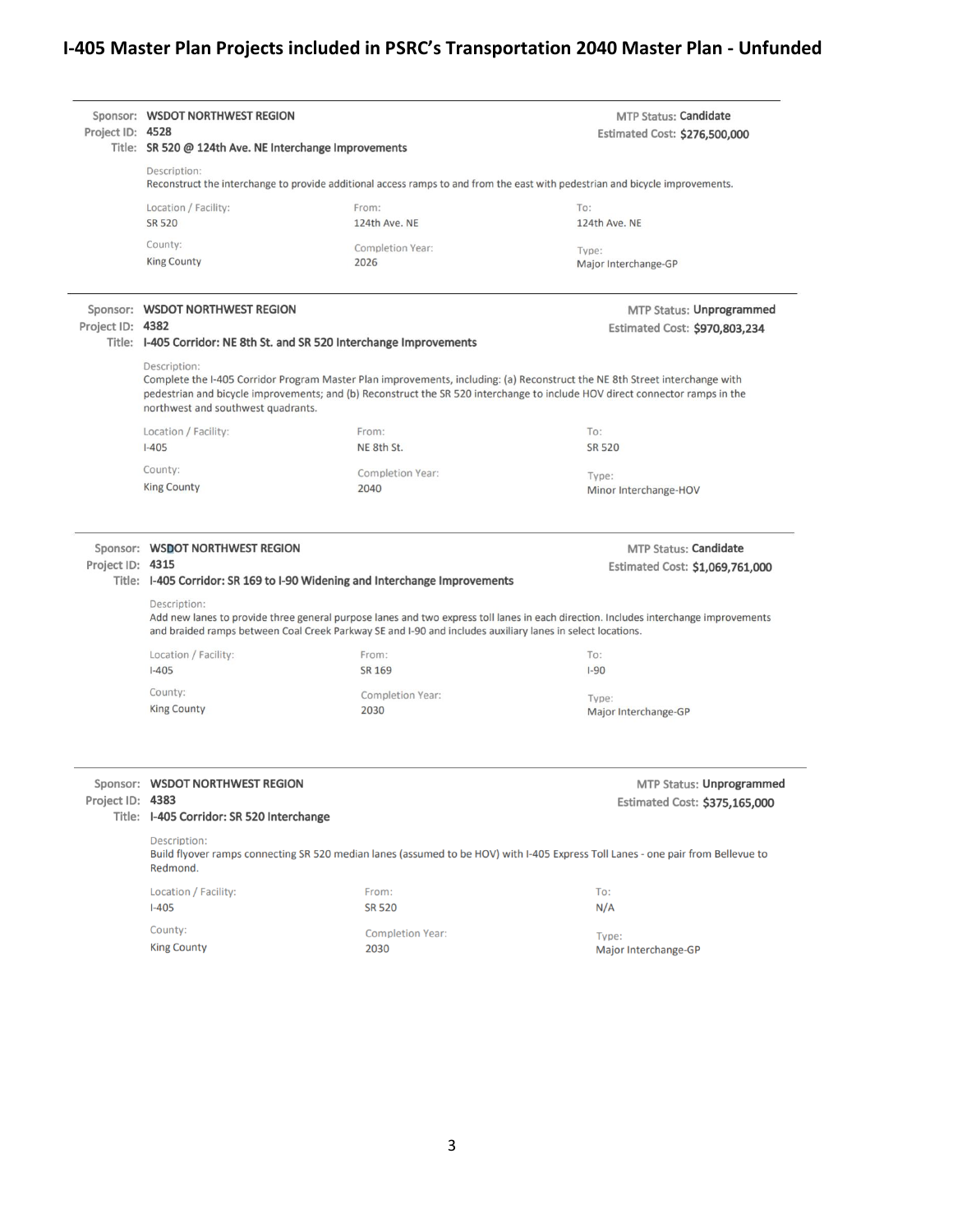# I-405 Master Plan Projects included in PSRC's Transportation 2040 Master Plan - Unfunded

---

**Sponsor:** WSDOT NORTHWEST REGION
**Project ID:** 4528
**Title:** SR 520 @ 124th Ave. NE Interchange Improvements

**MTP Status:** Candidate
**Estimated Cost:** $276,500,000

Description:
Reconstruct the interchange to provide additional access ramps to and from the east with pedestrian and bicycle improvements.

| Location / Facility: | From: | To: |
| --- | --- | --- |
| SR 520 | 124th Ave. NE | 124th Ave. NE |
| **County:** | **Completion Year:** | **Type:** |
| King County | 2026 | Major Interchange-GP |

---

**Sponsor:** WSDOT NORTHWEST REGION
**Project ID:** 4382
**Title:** I-405 Corridor: NE 8th St. and SR 520 Interchange Improvements

**MTP Status:** Unprogrammed
**Estimated Cost:** $970,803,234

Description:
Complete the I-405 Corridor Program Master Plan improvements, including: (a) Reconstruct the NE 8th Street interchange with pedestrian and bicycle improvements; and (b) Reconstruct the SR 520 interchange to include HOV direct connector ramps in the northwest and southwest quadrants.

| Location / Facility: | From: | To: |
| --- | --- | --- |
| I-405 | NE 8th St. | SR 520 |
| **County:** | **Completion Year:** | **Type:** |
| King County | 2040 | Minor Interchange-HOV |

---

**Sponsor:** WSDOT NORTHWEST REGION
**Project ID:** 4315
**Title:** I-405 Corridor: SR 169 to I-90 Widening and Interchange Improvements

**MTP Status:** Candidate
**Estimated Cost:** $1,069,761,000

Description:
Add new lanes to provide three general purpose lanes and two express toll lanes in each direction. Includes interchange improvements and braided ramps between Coal Creek Parkway SE and I-90 and includes auxiliary lanes in select locations.

| Location / Facility: | From: | To: |
| --- | --- | --- |
| I-405 | SR 169 | I-90 |
| **County:** | **Completion Year:** | **Type:** |
| King County | 2030 | Major Interchange-GP |

---

**Sponsor:** WSDOT NORTHWEST REGION
**Project ID:** 4383
**Title:** I-405 Corridor: SR 520 Interchange

**MTP Status:** Unprogrammed
**Estimated Cost:** $375,165,000

Description:
Build flyover ramps connecting SR 520 median lanes (assumed to be HOV) with I-405 Express Toll Lanes - one pair from Bellevue to Redmond.

| Location / Facility: | From: | To: |
| --- | --- | --- |
| I-405 | SR 520 | N/A |
| **County:** | **Completion Year:** | **Type:** |
| King County | 2030 | Major Interchange-GP |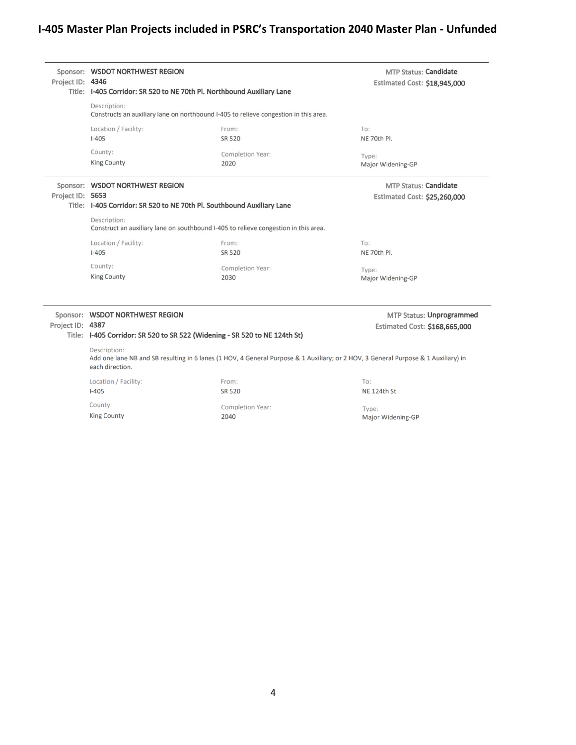# I-405 Master Plan Projects included in PSRC's Transportation 2040 Master Plan - Unfunded

**Sponsor:** WSDOT NORTHWEST REGION
**Project ID:** 4346
**Title:** I-405 Corridor: SR 520 to NE 70th Pl. Northbound Auxiliary Lane

**MTP Status:** Candidate
**Estimated Cost:** $18,945,000

Description:
Constructs an auxiliary lane on northbound I-405 to relieve congestion in this area.

| Location / Facility: | From: | To: |
|---|---|---|
| I-405 | SR 520 | NE 70th Pl. |
| **County:** | **Completion Year:** | **Type:** |
| King County | 2020 | Major Widening-GP |

---

**Sponsor:** WSDOT NORTHWEST REGION
**Project ID:** 5653
**Title:** I-405 Corridor: SR 520 to NE 70th Pl. Southbound Auxiliary Lane

**MTP Status:** Candidate
**Estimated Cost:** $25,260,000

Description:
Construct an auxiliary lane on southbound I-405 to relieve congestion in this area.

| Location / Facility: | From: | To: |
|---|---|---|
| I-405 | SR 520 | NE 70th Pl. |
| **County:** | **Completion Year:** | **Type:** |
| King County | 2030 | Major Widening-GP |

---

**Sponsor:** WSDOT NORTHWEST REGION
**Project ID:** 4387
**Title:** I-405 Corridor: SR 520 to SR 522 (Widening - SR 520 to NE 124th St)

**MTP Status:** Unprogrammed
**Estimated Cost:** $168,665,000

Description:
Add one lane NB and SB resulting in 6 lanes (1 HOV, 4 General Purpose & 1 Auxiliary; or 2 HOV, 3 General Purpose & 1 Auxiliary) in each direction.

| Location / Facility: | From: | To: |
|---|---|---|
| I-405 | SR 520 | NE 124th St |
| **County:** | **Completion Year:** | **Type:** |
| King County | 2040 | Major Widening-GP |